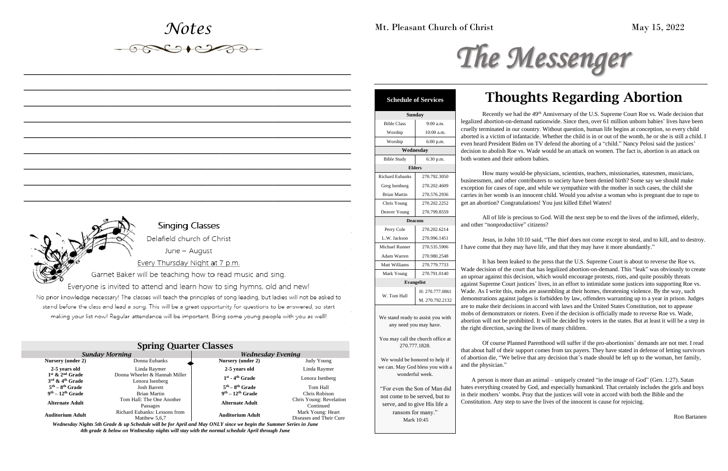# Notes

---

---

---

---

---

---

---

---

---

## Singing Classes

Delafield church of Christ

June – August

Every Thursday Night at 7 p.m.

Garnet Baker will be teaching how to read music and sing.

Everyone is invited to attend and learn how to sing hymns, old and new!

No prior knowledge necessary! The classes will teach the principles of song leading, but ladies will not be asked to stand before the class and lead a song. This will be a great opportunity for questions to be answered, so start making your list now! Regular attendance will be important. Bring some young people with you as well!

## Spring Quarter Classes

| *Sunday Morning* | | *Wednesday Evening* | |
|---|---|---|---|
| **Nursery (under 2)** | Donna Eubanks | **Nursery (under 2)** | Judy Young |
| **2-5 years old** | Linda Raymer | **2-5 years old** | Linda Raymer |
| **1st & 2nd Grade** | Donna Wheeler & Hannah Miller | **1st - 4th Grade** | Lenora Isenberg |
| **3rd & 4th Grade** | Lenora Isenberg | | |
| **5th – 8th Grade** | Josh Barrett | **5th – 8th Grade** | Tom Hall |
| **9th – 12th Grade** | Brian Martin | **9th – 12th Grade** | Chris Robison |
| **Alternate Adult** | Tom Hall: The One Another Passages | **Alternate Adult** | Chris Young: Revelation Continued |
| **Auditorium Adult** | Richard Eubanks: Lessons from Matthew 5,6,7 | **Auditorium Adult** | Mark Young: Heart Diseases and Their Cure |

*Wednesday Nights 5th Grade & up Schedule will be for April and May ONLY since we begin the Summer Series in June*
*4th grade & below on Wednesday nights will stay with the normal schedule April through June*

Mt. Pleasant Church of Christ — May 15, 2022

# The Messenger

| Schedule of Services | |
|---|---|
| **Sunday** | |
| Bible Class | 9:00 a.m. |
| Worship | 10:00 a.m. |
| Worship | 6:00 p.m. |
| **Wednesday** | |
| Bible Study | 6:30 p.m. |
| **Elders** | |
| Richard Eubanks | 270.792.3050 |
| Greg Isenburg | 270.202.4609 |
| Brian Martin | 270.576.2936 |
| Chris Young | 270.202.2252 |
| Denver Young | 270.799.8559 |
| **Deacons** | |
| Perry Cole | 270.202.6214 |
| L.W. Jackson | 270.996.1451 |
| Michael Runner | 270.535.5906 |
| Adam Warren | 270.980.2548 |
| Matt Williams | 270.779.7733 |
| Mark Young | 270.791.0140 |
| **Evangelist** | |
| W. Tom Hall | H: 270.777.0861<br>M. 270.792.2132 |

We stand ready to assist you with any need you may have.

You may call the church office at 270.777.1828.

We would be honored to help if we can. May God bless you with a wonderful week.

"For even the Son of Man did not come to be served, but to serve, and to give His life a ransom for many."
Mark 10:45

# Thoughts Regarding Abortion

Recently we had the 49th Anniversary of the U.S. Supreme Court Roe vs. Wade decision that legalized abortion-on-demand nationwide. Since then, over 61 million unborn babies' lives have been cruelly terminated in our country. Without question, human life begins at conception, so every child aborted is a victim of infanticide. Whether the child is in or out of the womb, he or she is still a child. I even heard President Biden on TV defend the aborting of a "child." Nancy Pelosi said the justices' decision to abolish Roe vs. Wade would be an attack on women. The fact is, abortion is an attack on both women and their unborn babies.

How many would-be physicians, scientists, teachers, missionaries, statesmen, musicians, businessmen, and other contributers to society have been denied birth? Some say we should make exception for cases of rape, and while we sympathize with the mother in such cases, the child she carries in her womb is an innocent child. Would you advise a woman who is pregnant due to rape to get an abortion? Congratulations! You just killed Ethel Waters!

All of life is precious to God. Will the next step be to end the lives of the infirmed, elderly, and other "nonproductiive" citizens?

Jesus, in John 10:10 said, "The thief does not come except to steal, and to kill, and to destroy. I have come that they may have life, and that they may have it more abundantly."

It has been leaked to the press that the U.S. Supreme Court is about to reverse the Roe vs. Wade decision of the court that has legalized abortion-on-demand. This "leak" was obviously to create an uproar against this decision, which would encourage protests, riots, and quite possibly threats against Supreme Court justices' lives, in an effort to intimidate some justices into supporting Roe vs. Wade. As I write this, mobs are assembling at their homes, threatening violence. By the way, such demonstrations against judges is forbidden by law, offenders warranting up to a year in prison. Judges are to make their decisions in accord with laws and the United States Constitution, not to appease mobs of demonstrators or rioters. Even if the decision is officially made to reverse Roe vs. Wade, abortion will not be prohibited. It will be decided by voters in the states. But at least it will be a step in the right direction, saving the lives of many children.

Of course Planned Parenthood will suffer if the pro-abortionists' demands are not met. I read that about half of their support comes from tax payers. They have stated in defense of letting survivors of abortion die, "We belive that any decision that's made should be left up to the woman, her family, and the physician."

A person is more than an animal – uniquely created "in the image of God" (Gen. 1:27). Satan hates everything created by God, and especially humankind. That certainly includes the girls and boys in their mothers' wombs. Pray that the justices will vote in accord with both the Bible and the Constitution. Any step to save the lives of the innocent is cause for rejoicing.

Ron Bartanen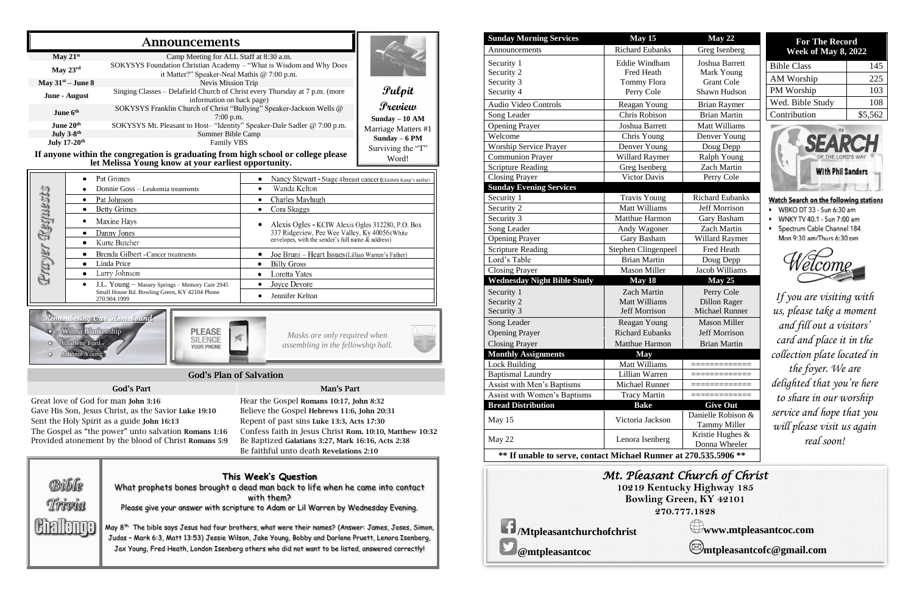# Announcements

| | |
|---|---|
| **May 21st** | Camp Meeting for ALL Staff at 8:30 a.m. |
| **May 23rd** | SOKYSYS Foundation Christian Academy – "What is Wisdom and Why Does it Matter?" Speaker-Neal Mathis @ 7:00 p.m. |
| **May 31st – June 8** | Nevis Mission Trip |
| **June - August** | Singing Classes – Delafield Church of Christ every Thursday at 7 p.m. (more information on back page) |
| **June 6th** | SOKYSYS Franklin Church of Christ "Bullying" Speaker-Jackson Wells @ 7:00 p.m. |
| **June 20th** | SOKYSYS Mt. Pleasant to Host– "Identity" Speaker-Dale Sadler @ 7:00 p.m. |
| **July 3-8th** | Summer Bible Camp |
| **July 17-20th** | Family VBS |

**If anyone within the congregation is graduating from high school or college please let Melissa Young know at your earliest opportunity.**

## Pulpit Preview

Sunday – 10 AM
Marriage Matters #1
Sunday – 6 PM
Surviving the "T" Word!

## Prayer Requests

- Pat Grimes
- Donnie Goss – Leukemia treatments
- Pat Johnson
- Betty Grimes
- Maxine Hays
- Danny Jones
- Kurte Butcher
- Brenda Gilbert - Cancer treatments
- Linda Price
- Larry Johnson
- J.L. Young – Massey Springs – Memory Care 2945 Small House Rd. Bowling Green, KY 42104 Phone 270.904.1999
- Nancy Stewart - Stage 4 breast cancer (Elizabeth Kemp's mother)
- Wanda Kelton
- Charles Mayhugh
- Cora Skaggs
- Alexis Ogles - KCIW Alexis Ogles 312280, P.O. Box 337 Ridgeview, Pee Wee Valley, Ky 40056 (White envelopes, with the sender's full name & address)
- Joe Bruni – Heart Issues (Lillian Warren's Father)
- Billy Gross
- Loretta Yates
- Joyce Devore
- Jennifer Kelton

## Remembering Our Homebound

- Wilma Blankenship
- Charlene Ford
- Johnnie Young

PLEASE SILENCE YOUR PHONE

*Masks are only required when assembling in the fellowship hall.*

## God's Plan of Salvation

| God's Part | Man's Part |
|---|---|
| Great love of God for man **John 3:16** | Hear the Gospel **Romans 10:17, John 8:32** |
| Gave His Son, Jesus Christ, as the Savior **Luke 19:10** | Believe the Gospel **Hebrews 11:6, John 20:31** |
| Sent the Holy Spirit as a guide **John 16:13** | Repent of past sins **Luke 13:3, Acts 17:30** |
| The Gospel as "the power" unto salvation **Romans 1:16** | Confess faith in Jesus Christ **Rom. 10:10, Matthew 10:32** |
| Provided atonement by the blood of Christ **Romans 5:9** | Be Baptized **Galatians 3:27, Mark 16:16, Acts 2:38** |
| | Be faithful unto death **Revelations 2:10** |

## Bible Trivia Challenge

**This Week's Question**

What prophets bones brought a dead man back to life when he came into contact with them?

Please give your answer with scripture to Adam or Lil Warren by Wednesday Evening.

May 8th The bible says Jesus had four brothers, what were their names? (Answer: James, Joses, Simon, Judas – Mark 6:3, Matt 13:53) Jessie Wilson, Jake Young, Bobby and Darlene Pruett, Lenora Isenberg, Jax Young, Fred Heath, London Isenberg others who did not want to be listed, answered correctly!

| Sunday Morning Services | May 15 | May 22 |
|---|---|---|
| Announcements | Richard Eubanks | Greg Isenberg |
| Security 1 | Eddie Windham | Joshua Barrett |
| Security 2 | Fred Heath | Mark Young |
| Security 3 | Tommy Flora | Grant Cole |
| Security 4 | Perry Cole | Shawn Hudson |
| Audio Video Controls | Reagan Young | Brian Raymer |
| Song Leader | Chris Robison | Brian Martin |
| Opening Prayer | Joshua Barrett | Matt Williams |
| Welcome | Chris Young | Denver Young |
| Worship Service Prayer | Denver Young | Doug Depp |
| Communion Prayer | Willard Raymer | Ralph Young |
| Scripture Reading | Greg Isenberg | Zach Martin |
| Closing Prayer | Victor Davis | Perry Cole |
| **Sunday Evening Services** | | |
| Security 1 | Travis Young | Richard Eubanks |
| Security 2 | Matt Williams | Jeff Morrison |
| Security 3 | Matthue Harmon | Gary Basham |
| Song Leader | Andy Wagoner | Zach Martin |
| Opening Prayer | Gary Basham | Willard Raymer |
| Scripture Reading | Stephen Clingenpeel | Fred Heath |
| Lord's Table | Brian Martin | Doug Depp |
| Closing Prayer | Mason Miller | Jacob Williams |
| **Wednesday Night Bible Study** | **May 18** | **May 25** |
| Security 1 | Zach Martin | Perry Cole |
| Security 2 | Matt Williams | Dillon Rager |
| Security 3 | Jeff Morrison | Michael Runner |
| Song Leader | Reagan Young | Mason Miller |
| Opening Prayer | Richard Eubanks | Jeff Morrison |
| Closing Prayer | Matthue Harmon | Brian Martin |
| **Monthly Assignments** | **May** | |
| Lock Building | Matt Williams | ============= |
| Baptismal Laundry | Lillian Warren | ============= |
| Assist with Men's Baptisms | Michael Runner | ============= |
| Assist with Women's Baptisms | Tracy Martin | ============= |
| **Bread Distribution** | **Bake** | **Give Out** |
| May 15 | Victoria Jackson | Danielle Robison & Tammy Miller |
| May 22 | Lenora Isenberg | Kristie Hughes & Donna Wheeler |

**\*\* If unable to serve, contact Michael Runner at 270.535.5906 \*\***

## For The Record Week of May 8, 2022

| | |
|---|---|
| Bible Class | 145 |
| AM Worship | 225 |
| PM Worship | 103 |
| Wed. Bible Study | 108 |
| Contribution | $5,562 |

IN SEARCH OF THE LORD'S WAY With Phil Sanders

**Watch Search on the following stations**

- WBKO DT 33 - Sun 6:30 am
- WNKY TV 40.1 - Sun 7:00 am
- Spectrum Cable Channel 184 Mon 9:30 am/Thurs 6:30 pm

*Welcome*

*If you are visiting with us, please take a moment and fill out a visitors' card and place it in the collection plate located in the foyer. We are delighted that you're here to share in our worship service and hope that you will please visit us again real soon!*

## *Mt. Pleasant Church of Christ*

**10219 Kentucky Highway 185**
**Bowling Green, KY 42101**
**270.777.1828**

**/Mtpleasantchurchofchrist**
**@mtpleasantcoc**
**www.mtpleasantcoc.com**
**mtpleasantcofc@gmail.com**